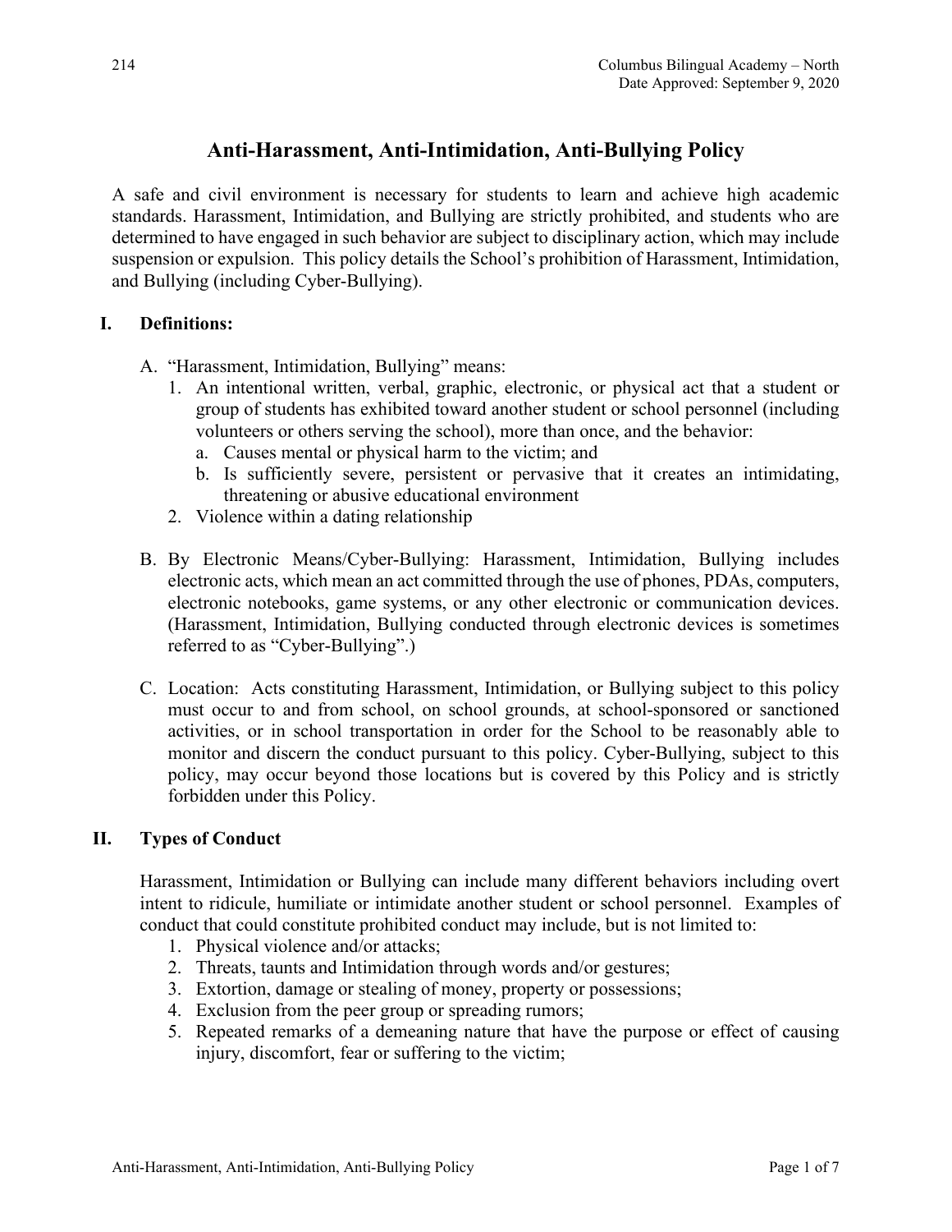214

Columbus Bilingual Academy – North
Date Approved: September 9, 2020

# Anti-Harassment, Anti-Intimidation, Anti-Bullying Policy

A safe and civil environment is necessary for students to learn and achieve high academic standards. Harassment, Intimidation, and Bullying are strictly prohibited, and students who are determined to have engaged in such behavior are subject to disciplinary action, which may include suspension or expulsion. This policy details the School's prohibition of Harassment, Intimidation, and Bullying (including Cyber-Bullying).

## I. Definitions:

A. "Harassment, Intimidation, Bullying" means:
   1. An intentional written, verbal, graphic, electronic, or physical act that a student or group of students has exhibited toward another student or school personnel (including volunteers or others serving the school), more than once, and the behavior:
      a. Causes mental or physical harm to the victim; and
      b. Is sufficiently severe, persistent or pervasive that it creates an intimidating, threatening or abusive educational environment
   2. Violence within a dating relationship

B. By Electronic Means/Cyber-Bullying: Harassment, Intimidation, Bullying includes electronic acts, which mean an act committed through the use of phones, PDAs, computers, electronic notebooks, game systems, or any other electronic or communication devices. (Harassment, Intimidation, Bullying conducted through electronic devices is sometimes referred to as "Cyber-Bullying".)

C. Location: Acts constituting Harassment, Intimidation, or Bullying subject to this policy must occur to and from school, on school grounds, at school-sponsored or sanctioned activities, or in school transportation in order for the School to be reasonably able to monitor and discern the conduct pursuant to this policy. Cyber-Bullying, subject to this policy, may occur beyond those locations but is covered by this Policy and is strictly forbidden under this Policy.

## II. Types of Conduct

Harassment, Intimidation or Bullying can include many different behaviors including overt intent to ridicule, humiliate or intimidate another student or school personnel. Examples of conduct that could constitute prohibited conduct may include, but is not limited to:

1. Physical violence and/or attacks;
2. Threats, taunts and Intimidation through words and/or gestures;
3. Extortion, damage or stealing of money, property or possessions;
4. Exclusion from the peer group or spreading rumors;
5. Repeated remarks of a demeaning nature that have the purpose or effect of causing injury, discomfort, fear or suffering to the victim;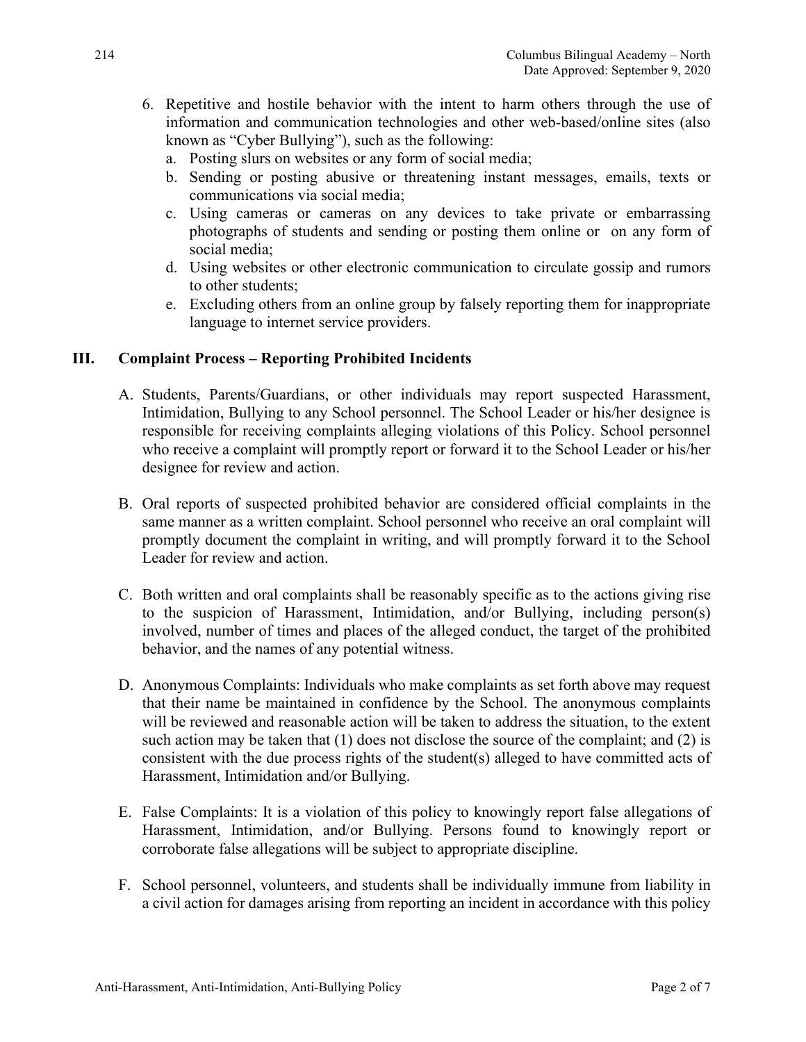6. Repetitive and hostile behavior with the intent to harm others through the use of information and communication technologies and other web-based/online sites (also known as "Cyber Bullying"), such as the following:
   a. Posting slurs on websites or any form of social media;
   b. Sending or posting abusive or threatening instant messages, emails, texts or communications via social media;
   c. Using cameras or cameras on any devices to take private or embarrassing photographs of students and sending or posting them online or on any form of social media;
   d. Using websites or other electronic communication to circulate gossip and rumors to other students;
   e. Excluding others from an online group by falsely reporting them for inappropriate language to internet service providers.

## III. Complaint Process – Reporting Prohibited Incidents

A. Students, Parents/Guardians, or other individuals may report suspected Harassment, Intimidation, Bullying to any School personnel. The School Leader or his/her designee is responsible for receiving complaints alleging violations of this Policy. School personnel who receive a complaint will promptly report or forward it to the School Leader or his/her designee for review and action.

B. Oral reports of suspected prohibited behavior are considered official complaints in the same manner as a written complaint. School personnel who receive an oral complaint will promptly document the complaint in writing, and will promptly forward it to the School Leader for review and action.

C. Both written and oral complaints shall be reasonably specific as to the actions giving rise to the suspicion of Harassment, Intimidation, and/or Bullying, including person(s) involved, number of times and places of the alleged conduct, the target of the prohibited behavior, and the names of any potential witness.

D. Anonymous Complaints: Individuals who make complaints as set forth above may request that their name be maintained in confidence by the School. The anonymous complaints will be reviewed and reasonable action will be taken to address the situation, to the extent such action may be taken that (1) does not disclose the source of the complaint; and (2) is consistent with the due process rights of the student(s) alleged to have committed acts of Harassment, Intimidation and/or Bullying.

E. False Complaints: It is a violation of this policy to knowingly report false allegations of Harassment, Intimidation, and/or Bullying. Persons found to knowingly report or corroborate false allegations will be subject to appropriate discipline.

F. School personnel, volunteers, and students shall be individually immune from liability in a civil action for damages arising from reporting an incident in accordance with this policy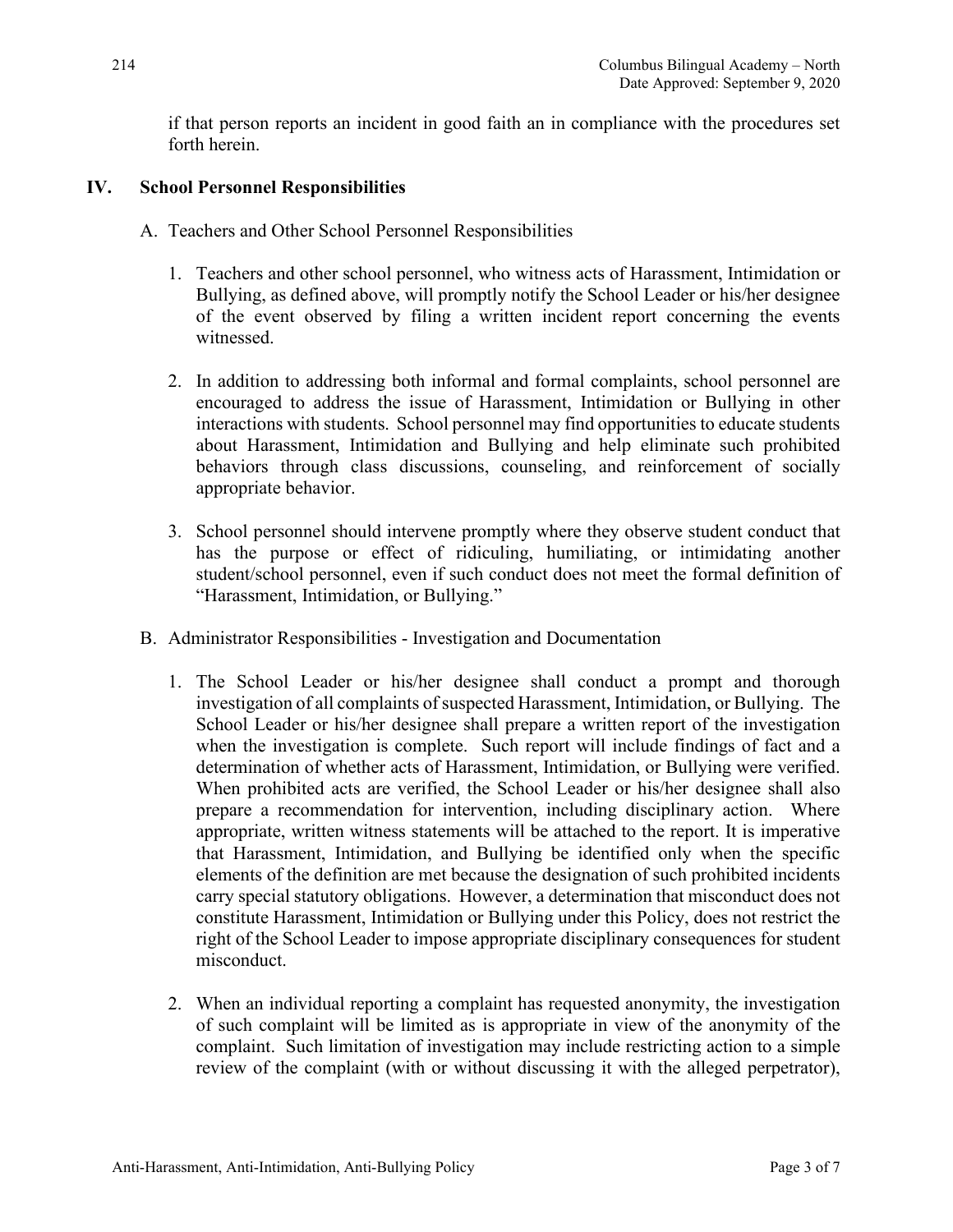if that person reports an incident in good faith an in compliance with the procedures set forth herein.

## IV. School Personnel Responsibilities

A. Teachers and Other School Personnel Responsibilities

1. Teachers and other school personnel, who witness acts of Harassment, Intimidation or Bullying, as defined above, will promptly notify the School Leader or his/her designee of the event observed by filing a written incident report concerning the events witnessed.

2. In addition to addressing both informal and formal complaints, school personnel are encouraged to address the issue of Harassment, Intimidation or Bullying in other interactions with students. School personnel may find opportunities to educate students about Harassment, Intimidation and Bullying and help eliminate such prohibited behaviors through class discussions, counseling, and reinforcement of socially appropriate behavior.

3. School personnel should intervene promptly where they observe student conduct that has the purpose or effect of ridiculing, humiliating, or intimidating another student/school personnel, even if such conduct does not meet the formal definition of "Harassment, Intimidation, or Bullying."

B. Administrator Responsibilities - Investigation and Documentation

1. The School Leader or his/her designee shall conduct a prompt and thorough investigation of all complaints of suspected Harassment, Intimidation, or Bullying. The School Leader or his/her designee shall prepare a written report of the investigation when the investigation is complete. Such report will include findings of fact and a determination of whether acts of Harassment, Intimidation, or Bullying were verified. When prohibited acts are verified, the School Leader or his/her designee shall also prepare a recommendation for intervention, including disciplinary action. Where appropriate, written witness statements will be attached to the report. It is imperative that Harassment, Intimidation, and Bullying be identified only when the specific elements of the definition are met because the designation of such prohibited incidents carry special statutory obligations. However, a determination that misconduct does not constitute Harassment, Intimidation or Bullying under this Policy, does not restrict the right of the School Leader to impose appropriate disciplinary consequences for student misconduct.

2. When an individual reporting a complaint has requested anonymity, the investigation of such complaint will be limited as is appropriate in view of the anonymity of the complaint. Such limitation of investigation may include restricting action to a simple review of the complaint (with or without discussing it with the alleged perpetrator),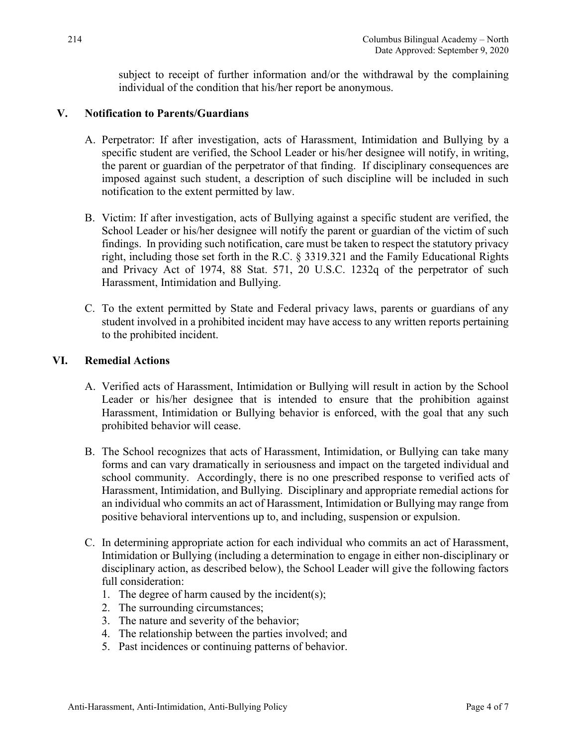subject to receipt of further information and/or the withdrawal by the complaining individual of the condition that his/her report be anonymous.

## V. Notification to Parents/Guardians

A. Perpetrator: If after investigation, acts of Harassment, Intimidation and Bullying by a specific student are verified, the School Leader or his/her designee will notify, in writing, the parent or guardian of the perpetrator of that finding. If disciplinary consequences are imposed against such student, a description of such discipline will be included in such notification to the extent permitted by law.

B. Victim: If after investigation, acts of Bullying against a specific student are verified, the School Leader or his/her designee will notify the parent or guardian of the victim of such findings. In providing such notification, care must be taken to respect the statutory privacy right, including those set forth in the R.C. § 3319.321 and the Family Educational Rights and Privacy Act of 1974, 88 Stat. 571, 20 U.S.C. 1232q of the perpetrator of such Harassment, Intimidation and Bullying.

C. To the extent permitted by State and Federal privacy laws, parents or guardians of any student involved in a prohibited incident may have access to any written reports pertaining to the prohibited incident.

## VI. Remedial Actions

A. Verified acts of Harassment, Intimidation or Bullying will result in action by the School Leader or his/her designee that is intended to ensure that the prohibition against Harassment, Intimidation or Bullying behavior is enforced, with the goal that any such prohibited behavior will cease.

B. The School recognizes that acts of Harassment, Intimidation, or Bullying can take many forms and can vary dramatically in seriousness and impact on the targeted individual and school community. Accordingly, there is no one prescribed response to verified acts of Harassment, Intimidation, and Bullying. Disciplinary and appropriate remedial actions for an individual who commits an act of Harassment, Intimidation or Bullying may range from positive behavioral interventions up to, and including, suspension or expulsion.

C. In determining appropriate action for each individual who commits an act of Harassment, Intimidation or Bullying (including a determination to engage in either non-disciplinary or disciplinary action, as described below), the School Leader will give the following factors full consideration:
   1. The degree of harm caused by the incident(s);
   2. The surrounding circumstances;
   3. The nature and severity of the behavior;
   4. The relationship between the parties involved; and
   5. Past incidences or continuing patterns of behavior.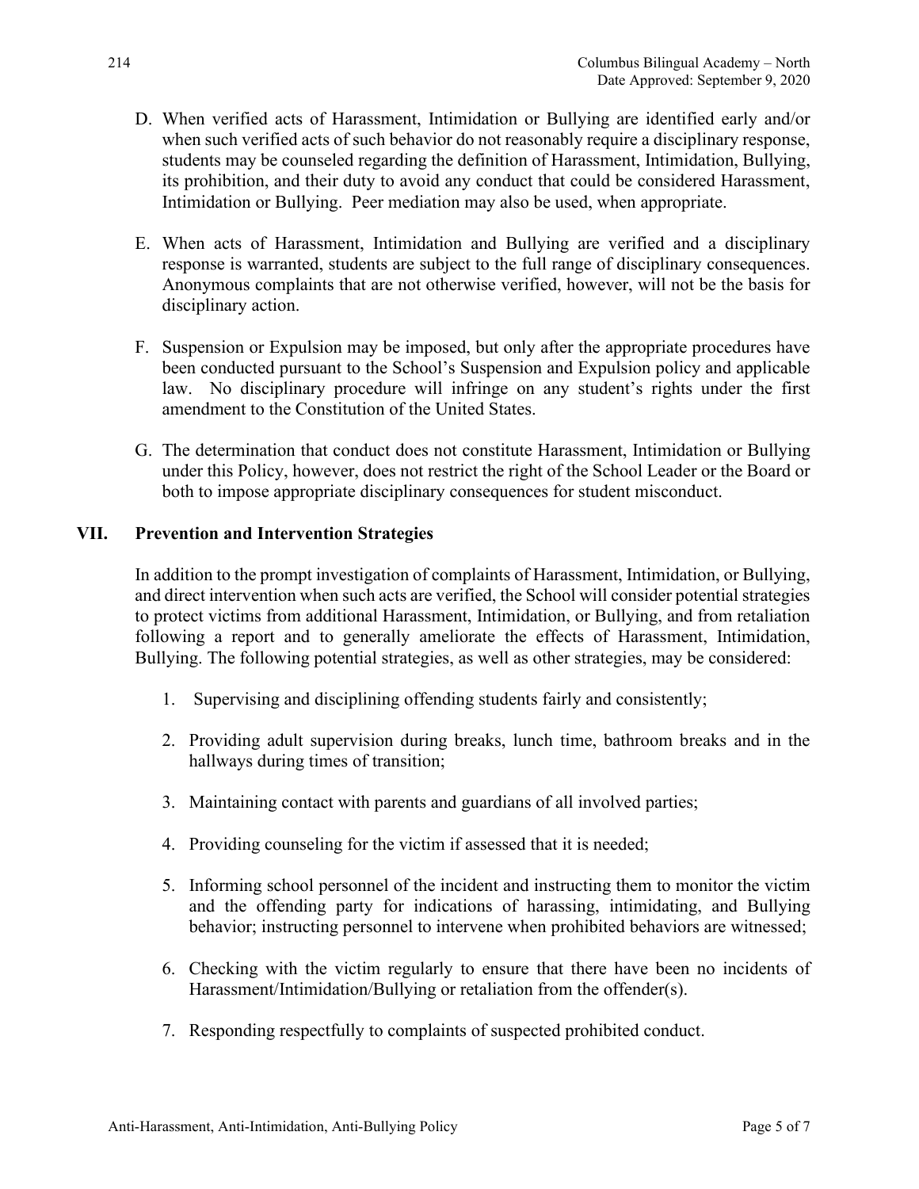D. When verified acts of Harassment, Intimidation or Bullying are identified early and/or when such verified acts of such behavior do not reasonably require a disciplinary response, students may be counseled regarding the definition of Harassment, Intimidation, Bullying, its prohibition, and their duty to avoid any conduct that could be considered Harassment, Intimidation or Bullying. Peer mediation may also be used, when appropriate.

E. When acts of Harassment, Intimidation and Bullying are verified and a disciplinary response is warranted, students are subject to the full range of disciplinary consequences. Anonymous complaints that are not otherwise verified, however, will not be the basis for disciplinary action.

F. Suspension or Expulsion may be imposed, but only after the appropriate procedures have been conducted pursuant to the School's Suspension and Expulsion policy and applicable law. No disciplinary procedure will infringe on any student's rights under the first amendment to the Constitution of the United States.

G. The determination that conduct does not constitute Harassment, Intimidation or Bullying under this Policy, however, does not restrict the right of the School Leader or the Board or both to impose appropriate disciplinary consequences for student misconduct.

## VII. Prevention and Intervention Strategies

In addition to the prompt investigation of complaints of Harassment, Intimidation, or Bullying, and direct intervention when such acts are verified, the School will consider potential strategies to protect victims from additional Harassment, Intimidation, or Bullying, and from retaliation following a report and to generally ameliorate the effects of Harassment, Intimidation, Bullying. The following potential strategies, as well as other strategies, may be considered:

1. Supervising and disciplining offending students fairly and consistently;

2. Providing adult supervision during breaks, lunch time, bathroom breaks and in the hallways during times of transition;

3. Maintaining contact with parents and guardians of all involved parties;

4. Providing counseling for the victim if assessed that it is needed;

5. Informing school personnel of the incident and instructing them to monitor the victim and the offending party for indications of harassing, intimidating, and Bullying behavior; instructing personnel to intervene when prohibited behaviors are witnessed;

6. Checking with the victim regularly to ensure that there have been no incidents of Harassment/Intimidation/Bullying or retaliation from the offender(s).

7. Responding respectfully to complaints of suspected prohibited conduct.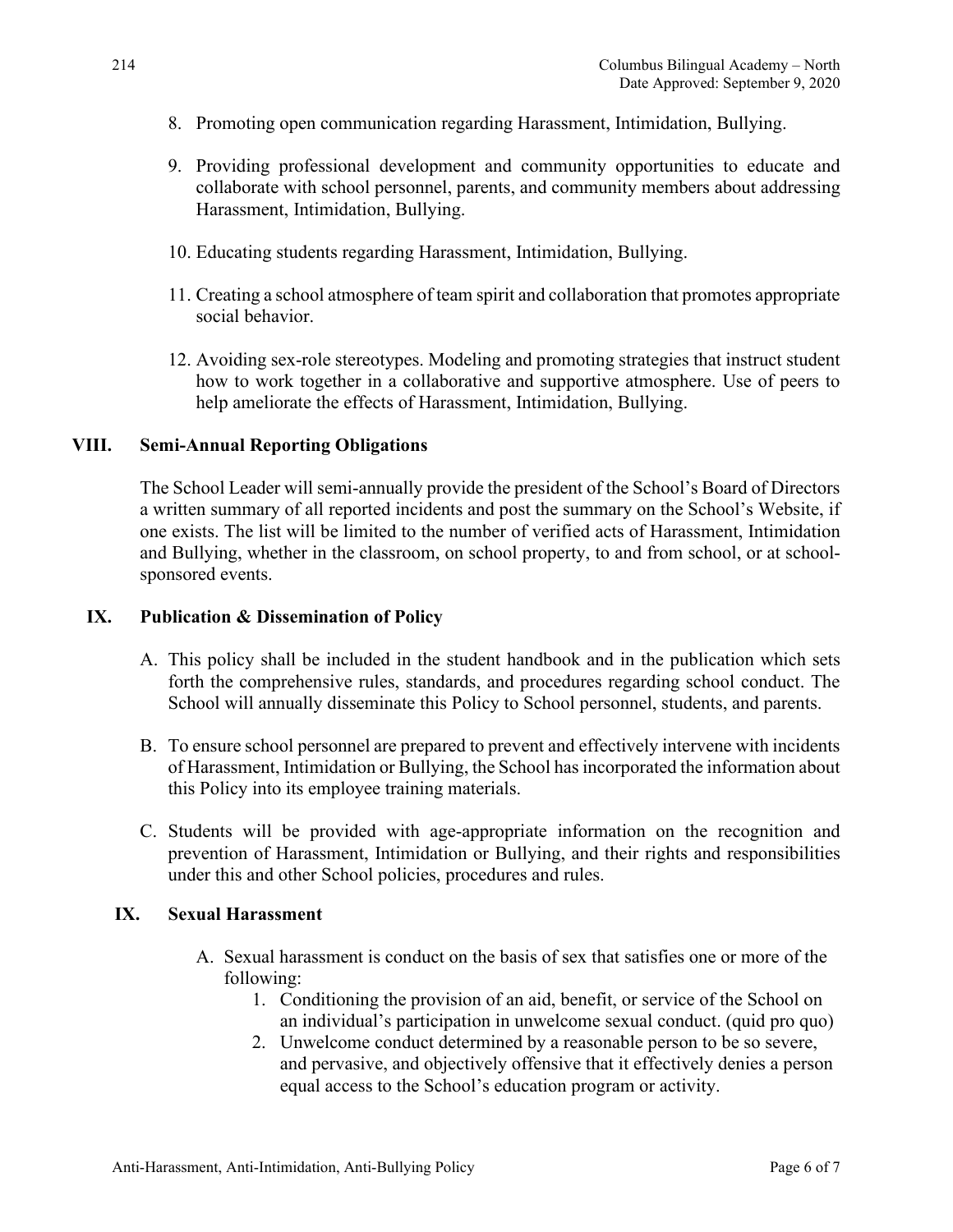8. Promoting open communication regarding Harassment, Intimidation, Bullying.

9. Providing professional development and community opportunities to educate and collaborate with school personnel, parents, and community members about addressing Harassment, Intimidation, Bullying.

10. Educating students regarding Harassment, Intimidation, Bullying.

11. Creating a school atmosphere of team spirit and collaboration that promotes appropriate social behavior.

12. Avoiding sex-role stereotypes. Modeling and promoting strategies that instruct student how to work together in a collaborative and supportive atmosphere. Use of peers to help ameliorate the effects of Harassment, Intimidation, Bullying.

## VIII. Semi-Annual Reporting Obligations

The School Leader will semi-annually provide the president of the School's Board of Directors a written summary of all reported incidents and post the summary on the School's Website, if one exists. The list will be limited to the number of verified acts of Harassment, Intimidation and Bullying, whether in the classroom, on school property, to and from school, or at school-sponsored events.

## IX. Publication & Dissemination of Policy

A. This policy shall be included in the student handbook and in the publication which sets forth the comprehensive rules, standards, and procedures regarding school conduct. The School will annually disseminate this Policy to School personnel, students, and parents.

B. To ensure school personnel are prepared to prevent and effectively intervene with incidents of Harassment, Intimidation or Bullying, the School has incorporated the information about this Policy into its employee training materials.

C. Students will be provided with age-appropriate information on the recognition and prevention of Harassment, Intimidation or Bullying, and their rights and responsibilities under this and other School policies, procedures and rules.

## IX. Sexual Harassment

A. Sexual harassment is conduct on the basis of sex that satisfies one or more of the following:
   1. Conditioning the provision of an aid, benefit, or service of the School on an individual's participation in unwelcome sexual conduct. (quid pro quo)
   2. Unwelcome conduct determined by a reasonable person to be so severe, and pervasive, and objectively offensive that it effectively denies a person equal access to the School's education program or activity.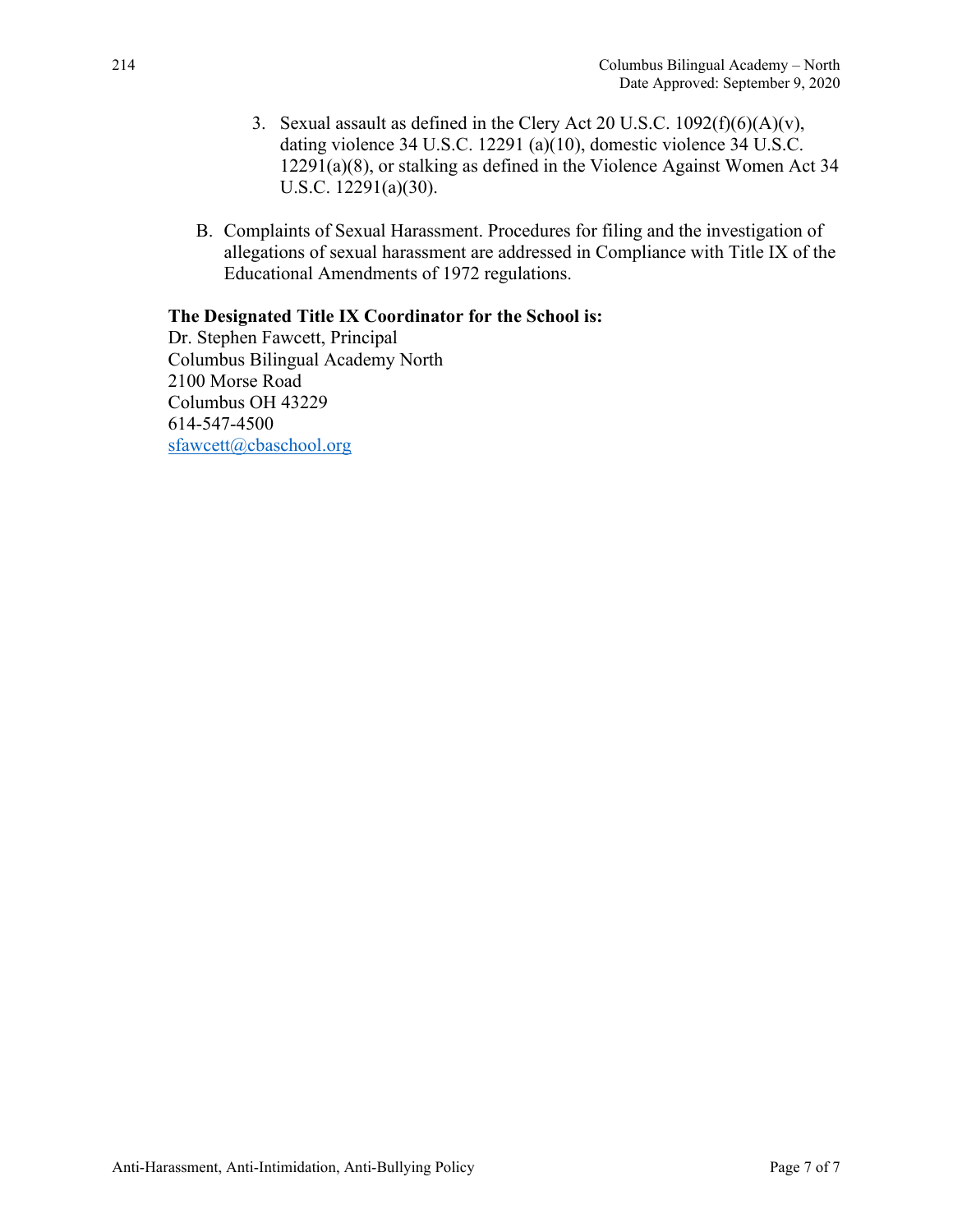3. Sexual assault as defined in the Clery Act 20 U.S.C. 1092(f)(6)(A)(v), dating violence 34 U.S.C. 12291 (a)(10), domestic violence 34 U.S.C. 12291(a)(8), or stalking as defined in the Violence Against Women Act 34 U.S.C. 12291(a)(30).

B. Complaints of Sexual Harassment. Procedures for filing and the investigation of allegations of sexual harassment are addressed in Compliance with Title IX of the Educational Amendments of 1972 regulations.

**The Designated Title IX Coordinator for the School is:**
Dr. Stephen Fawcett, Principal
Columbus Bilingual Academy North
2100 Morse Road
Columbus OH 43229
614-547-4500
sfawcett@cbaschool.org